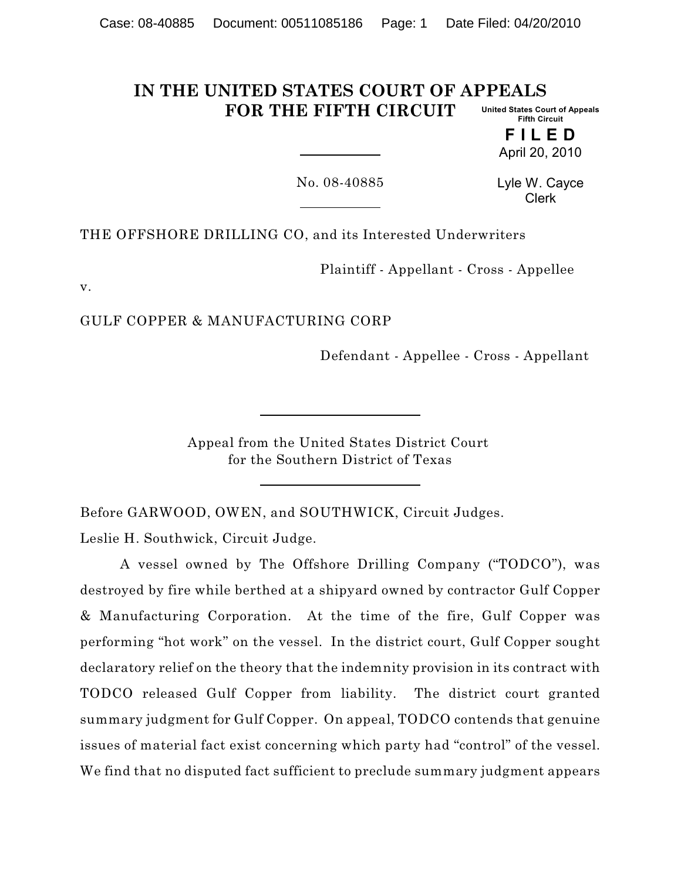# IN THE UNITED STATES COURT OF APPEALS FOR THE FIFTH CIRCUIT

United States Court of Appeals
Fifth Circuit

**F I L E D**

April 20, 2010

Lyle W. Cayce
Clerk

No. 08-40885

THE OFFSHORE DRILLING CO, and its Interested Underwriters

Plaintiff - Appellant - Cross - Appellee

v.

GULF COPPER & MANUFACTURING CORP

Defendant - Appellee - Cross - Appellant

Appeal from the United States District Court
for the Southern District of Texas

Before GARWOOD, OWEN, and SOUTHWICK, Circuit Judges.

Leslie H. Southwick, Circuit Judge.

A vessel owned by The Offshore Drilling Company ("TODCO"), was destroyed by fire while berthed at a shipyard owned by contractor Gulf Copper & Manufacturing Corporation. At the time of the fire, Gulf Copper was performing "hot work" on the vessel. In the district court, Gulf Copper sought declaratory relief on the theory that the indemnity provision in its contract with TODCO released Gulf Copper from liability. The district court granted summary judgment for Gulf Copper. On appeal, TODCO contends that genuine issues of material fact exist concerning which party had "control" of the vessel. We find that no disputed fact sufficient to preclude summary judgment appears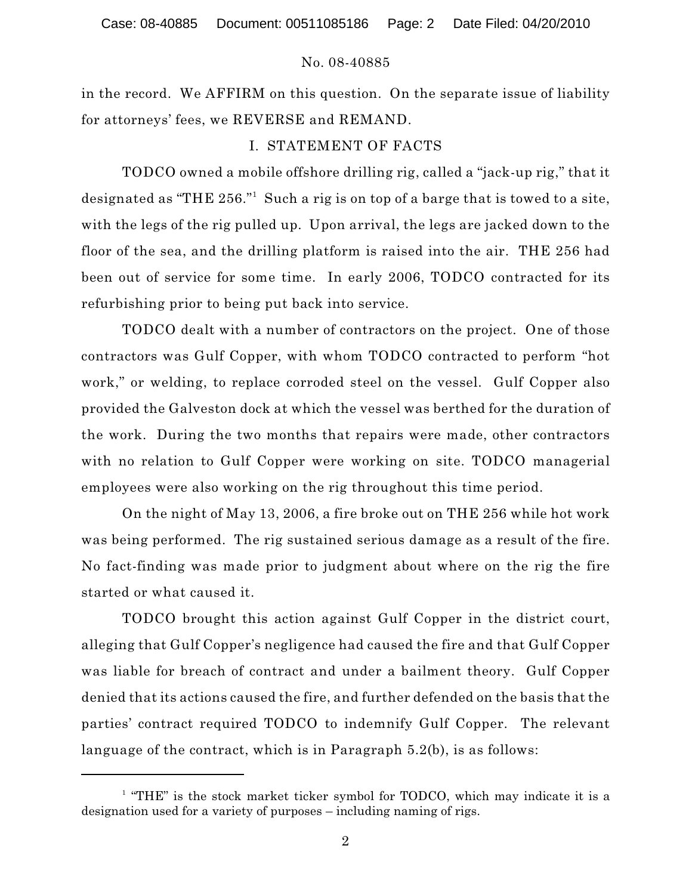in the record. We AFFIRM on this question. On the separate issue of liability for attorneys' fees, we REVERSE and REMAND.

## I. STATEMENT OF FACTS

TODCO owned a mobile offshore drilling rig, called a "jack-up rig," that it designated as "THE 256."[1] Such a rig is on top of a barge that is towed to a site, with the legs of the rig pulled up. Upon arrival, the legs are jacked down to the floor of the sea, and the drilling platform is raised into the air. THE 256 had been out of service for some time. In early 2006, TODCO contracted for its refurbishing prior to being put back into service.

TODCO dealt with a number of contractors on the project. One of those contractors was Gulf Copper, with whom TODCO contracted to perform "hot work," or welding, to replace corroded steel on the vessel. Gulf Copper also provided the Galveston dock at which the vessel was berthed for the duration of the work. During the two months that repairs were made, other contractors with no relation to Gulf Copper were working on site. TODCO managerial employees were also working on the rig throughout this time period.

On the night of May 13, 2006, a fire broke out on THE 256 while hot work was being performed. The rig sustained serious damage as a result of the fire. No fact-finding was made prior to judgment about where on the rig the fire started or what caused it.

TODCO brought this action against Gulf Copper in the district court, alleging that Gulf Copper's negligence had caused the fire and that Gulf Copper was liable for breach of contract and under a bailment theory. Gulf Copper denied that its actions caused the fire, and further defended on the basis that the parties' contract required TODCO to indemnify Gulf Copper. The relevant language of the contract, which is in Paragraph 5.2(b), is as follows:

---

[1] "THE" is the stock market ticker symbol for TODCO, which may indicate it is a designation used for a variety of purposes – including naming of rigs.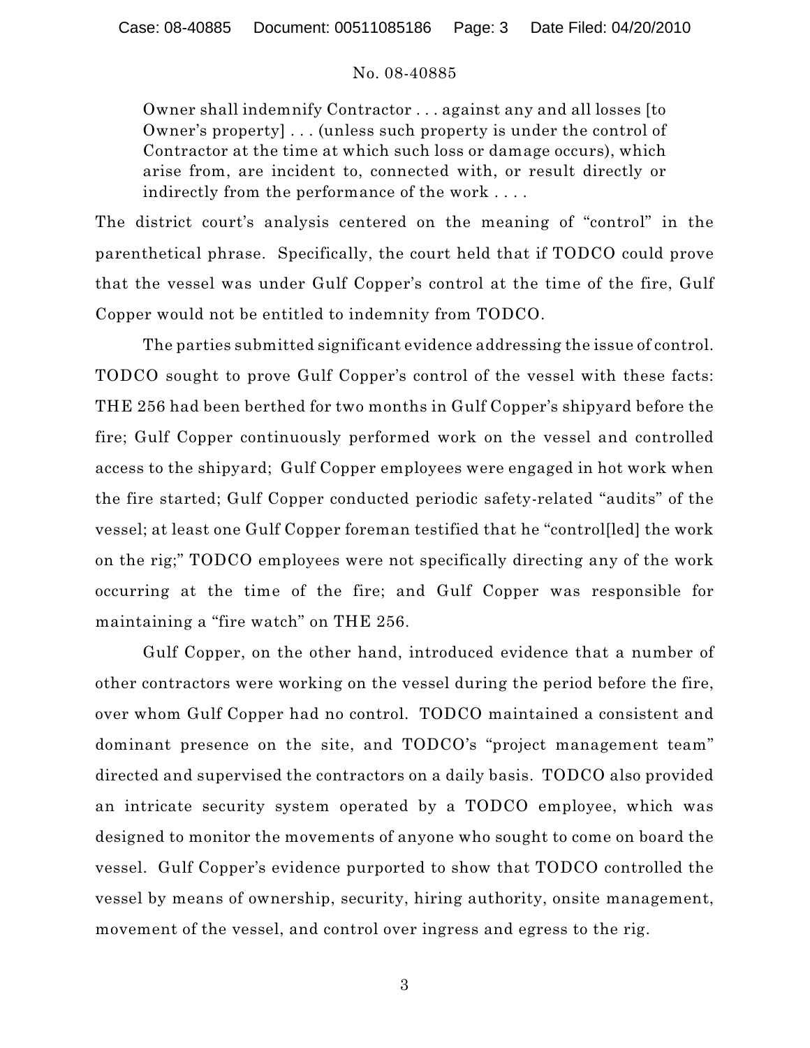> Owner shall indemnify Contractor . . . against any and all losses [to Owner's property] . . . (unless such property is under the control of Contractor at the time at which such loss or damage occurs), which arise from, are incident to, connected with, or result directly or indirectly from the performance of the work . . . .

The district court's analysis centered on the meaning of "control" in the parenthetical phrase. Specifically, the court held that if TODCO could prove that the vessel was under Gulf Copper's control at the time of the fire, Gulf Copper would not be entitled to indemnity from TODCO.

The parties submitted significant evidence addressing the issue of control. TODCO sought to prove Gulf Copper's control of the vessel with these facts: THE 256 had been berthed for two months in Gulf Copper's shipyard before the fire; Gulf Copper continuously performed work on the vessel and controlled access to the shipyard; Gulf Copper employees were engaged in hot work when the fire started; Gulf Copper conducted periodic safety-related "audits" of the vessel; at least one Gulf Copper foreman testified that he "control[led] the work on the rig;" TODCO employees were not specifically directing any of the work occurring at the time of the fire; and Gulf Copper was responsible for maintaining a "fire watch" on THE 256.

Gulf Copper, on the other hand, introduced evidence that a number of other contractors were working on the vessel during the period before the fire, over whom Gulf Copper had no control. TODCO maintained a consistent and dominant presence on the site, and TODCO's "project management team" directed and supervised the contractors on a daily basis. TODCO also provided an intricate security system operated by a TODCO employee, which was designed to monitor the movements of anyone who sought to come on board the vessel. Gulf Copper's evidence purported to show that TODCO controlled the vessel by means of ownership, security, hiring authority, onsite management, movement of the vessel, and control over ingress and egress to the rig.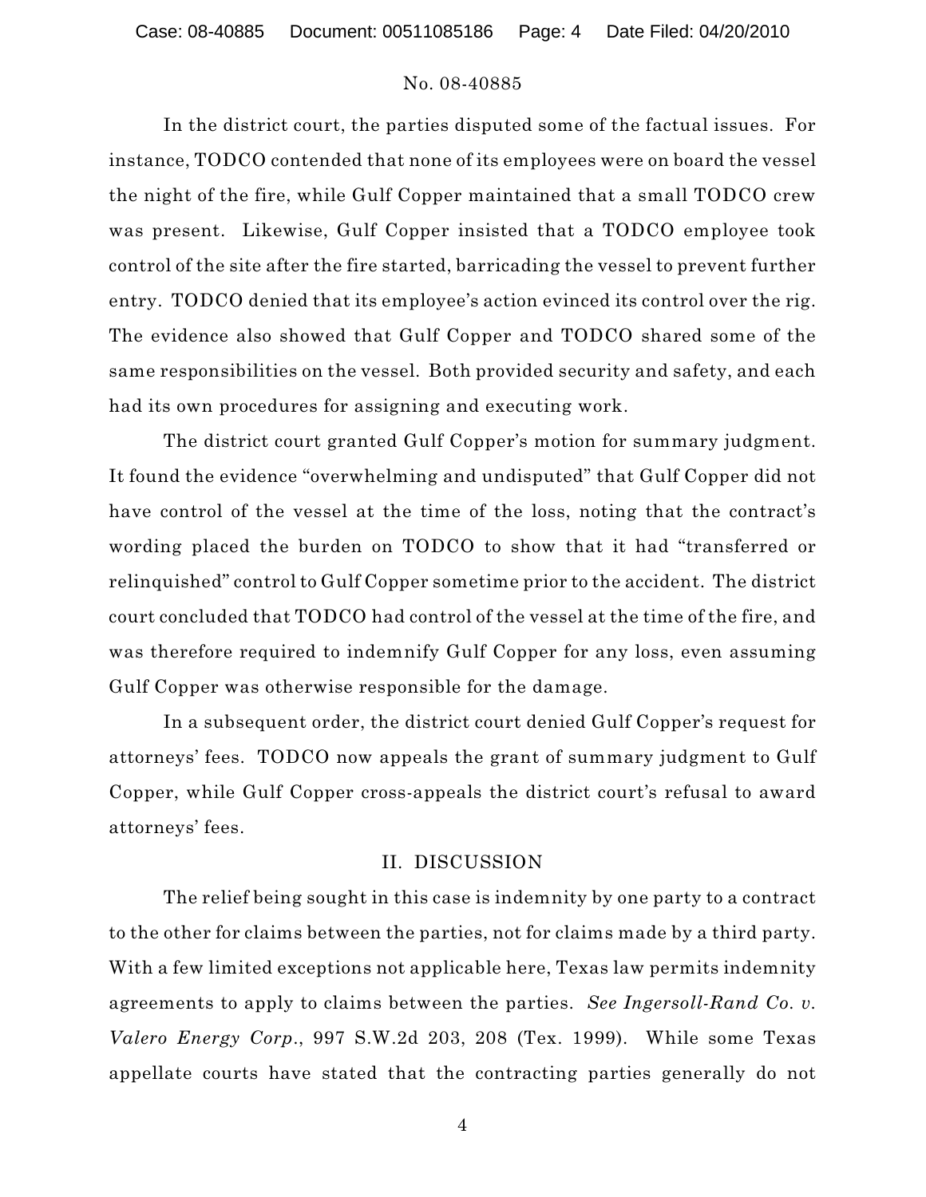In the district court, the parties disputed some of the factual issues. For instance, TODCO contended that none of its employees were on board the vessel the night of the fire, while Gulf Copper maintained that a small TODCO crew was present. Likewise, Gulf Copper insisted that a TODCO employee took control of the site after the fire started, barricading the vessel to prevent further entry. TODCO denied that its employee's action evinced its control over the rig. The evidence also showed that Gulf Copper and TODCO shared some of the same responsibilities on the vessel. Both provided security and safety, and each had its own procedures for assigning and executing work.

The district court granted Gulf Copper's motion for summary judgment. It found the evidence "overwhelming and undisputed" that Gulf Copper did not have control of the vessel at the time of the loss, noting that the contract's wording placed the burden on TODCO to show that it had "transferred or relinquished" control to Gulf Copper sometime prior to the accident. The district court concluded that TODCO had control of the vessel at the time of the fire, and was therefore required to indemnify Gulf Copper for any loss, even assuming Gulf Copper was otherwise responsible for the damage.

In a subsequent order, the district court denied Gulf Copper's request for attorneys' fees. TODCO now appeals the grant of summary judgment to Gulf Copper, while Gulf Copper cross-appeals the district court's refusal to award attorneys' fees.

## II. DISCUSSION

The relief being sought in this case is indemnity by one party to a contract to the other for claims between the parties, not for claims made by a third party. With a few limited exceptions not applicable here, Texas law permits indemnity agreements to apply to claims between the parties. *See Ingersoll-Rand Co. v. Valero Energy Corp.*, 997 S.W.2d 203, 208 (Tex. 1999). While some Texas appellate courts have stated that the contracting parties generally do not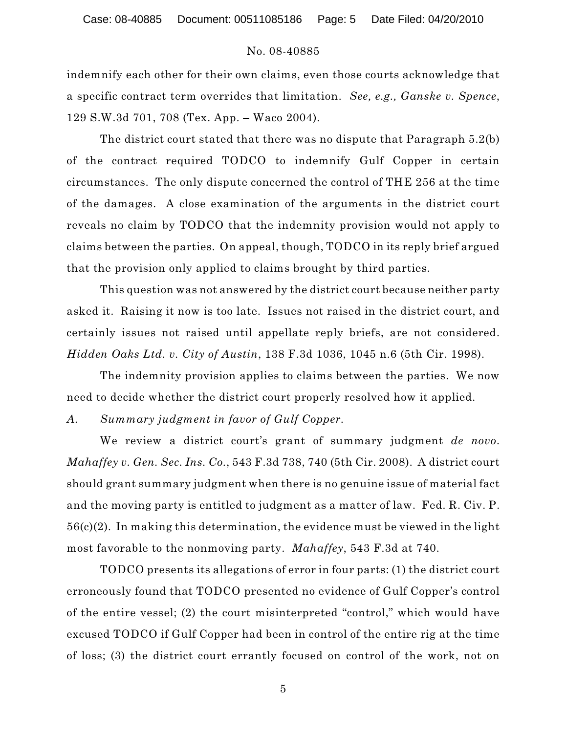indemnify each other for their own claims, even those courts acknowledge that a specific contract term overrides that limitation. *See, e.g., Ganske v. Spence*, 129 S.W.3d 701, 708 (Tex. App. – Waco 2004).

The district court stated that there was no dispute that Paragraph 5.2(b) of the contract required TODCO to indemnify Gulf Copper in certain circumstances. The only dispute concerned the control of THE 256 at the time of the damages. A close examination of the arguments in the district court reveals no claim by TODCO that the indemnity provision would not apply to claims between the parties. On appeal, though, TODCO in its reply brief argued that the provision only applied to claims brought by third parties.

This question was not answered by the district court because neither party asked it. Raising it now is too late. Issues not raised in the district court, and certainly issues not raised until appellate reply briefs, are not considered. *Hidden Oaks Ltd. v. City of Austin*, 138 F.3d 1036, 1045 n.6 (5th Cir. 1998).

The indemnity provision applies to claims between the parties. We now need to decide whether the district court properly resolved how it applied.

*A. Summary judgment in favor of Gulf Copper.*

We review a district court's grant of summary judgment *de novo*. *Mahaffey v. Gen. Sec. Ins. Co.*, 543 F.3d 738, 740 (5th Cir. 2008). A district court should grant summary judgment when there is no genuine issue of material fact and the moving party is entitled to judgment as a matter of law. Fed. R. Civ. P. 56(c)(2). In making this determination, the evidence must be viewed in the light most favorable to the nonmoving party. *Mahaffey*, 543 F.3d at 740.

TODCO presents its allegations of error in four parts: (1) the district court erroneously found that TODCO presented no evidence of Gulf Copper's control of the entire vessel; (2) the court misinterpreted "control," which would have excused TODCO if Gulf Copper had been in control of the entire rig at the time of loss; (3) the district court errantly focused on control of the work, not on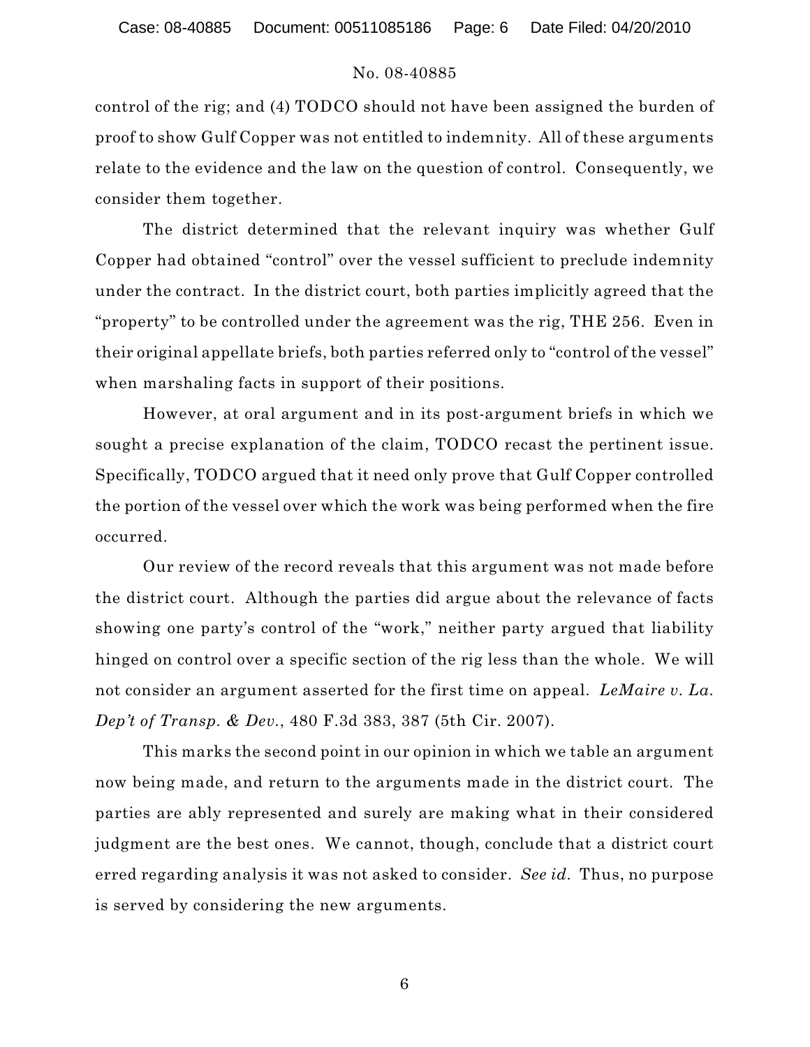control of the rig; and (4) TODCO should not have been assigned the burden of proof to show Gulf Copper was not entitled to indemnity. All of these arguments relate to the evidence and the law on the question of control. Consequently, we consider them together.

The district determined that the relevant inquiry was whether Gulf Copper had obtained "control" over the vessel sufficient to preclude indemnity under the contract. In the district court, both parties implicitly agreed that the "property" to be controlled under the agreement was the rig, THE 256. Even in their original appellate briefs, both parties referred only to "control of the vessel" when marshaling facts in support of their positions.

However, at oral argument and in its post-argument briefs in which we sought a precise explanation of the claim, TODCO recast the pertinent issue. Specifically, TODCO argued that it need only prove that Gulf Copper controlled the portion of the vessel over which the work was being performed when the fire occurred.

Our review of the record reveals that this argument was not made before the district court. Although the parties did argue about the relevance of facts showing one party's control of the "work," neither party argued that liability hinged on control over a specific section of the rig less than the whole. We will not consider an argument asserted for the first time on appeal. *LeMaire v. La. Dep't of Transp. & Dev.*, 480 F.3d 383, 387 (5th Cir. 2007).

This marks the second point in our opinion in which we table an argument now being made, and return to the arguments made in the district court. The parties are ably represented and surely are making what in their considered judgment are the best ones. We cannot, though, conclude that a district court erred regarding analysis it was not asked to consider. *See id.* Thus, no purpose is served by considering the new arguments.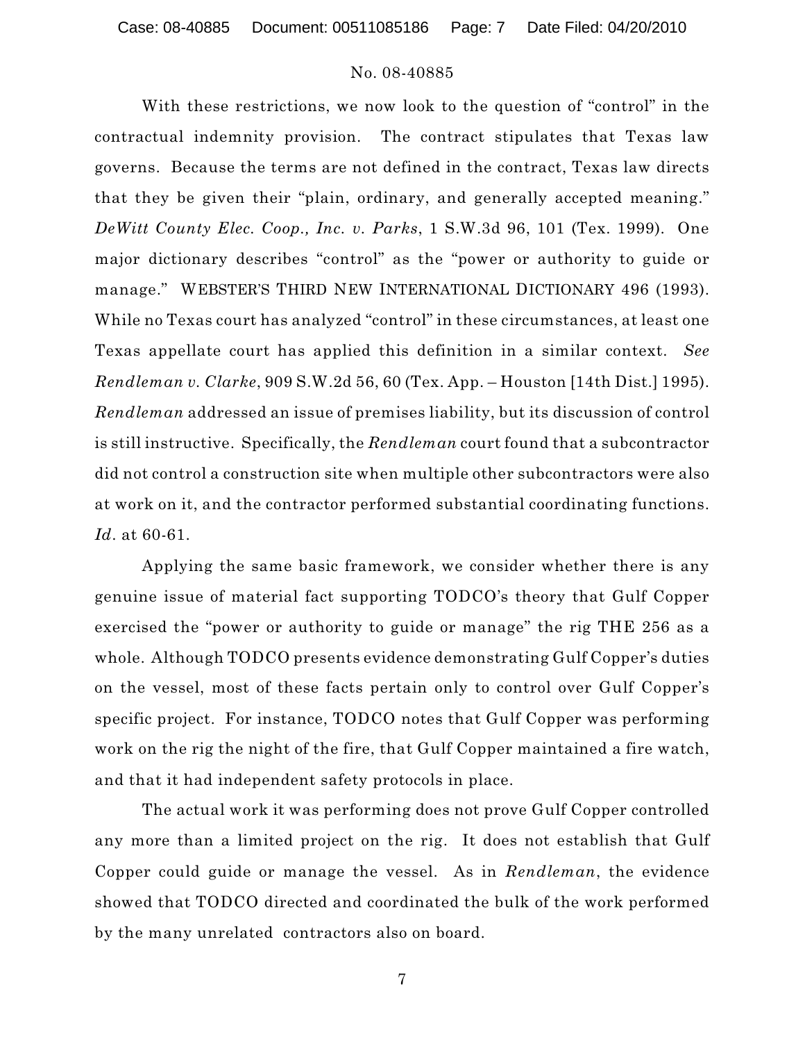No. 08-40885

With these restrictions, we now look to the question of "control" in the contractual indemnity provision. The contract stipulates that Texas law governs. Because the terms are not defined in the contract, Texas law directs that they be given their "plain, ordinary, and generally accepted meaning." *DeWitt County Elec. Coop., Inc. v. Parks*, 1 S.W.3d 96, 101 (Tex. 1999). One major dictionary describes "control" as the "power or authority to guide or manage." WEBSTER'S THIRD NEW INTERNATIONAL DICTIONARY 496 (1993). While no Texas court has analyzed "control" in these circumstances, at least one Texas appellate court has applied this definition in a similar context. *See Rendleman v. Clarke*, 909 S.W.2d 56, 60 (Tex. App. – Houston [14th Dist.] 1995). *Rendleman* addressed an issue of premises liability, but its discussion of control is still instructive. Specifically, the *Rendleman* court found that a subcontractor did not control a construction site when multiple other subcontractors were also at work on it, and the contractor performed substantial coordinating functions. *Id*. at 60-61.

Applying the same basic framework, we consider whether there is any genuine issue of material fact supporting TODCO's theory that Gulf Copper exercised the "power or authority to guide or manage" the rig THE 256 as a whole. Although TODCO presents evidence demonstrating Gulf Copper's duties on the vessel, most of these facts pertain only to control over Gulf Copper's specific project. For instance, TODCO notes that Gulf Copper was performing work on the rig the night of the fire, that Gulf Copper maintained a fire watch, and that it had independent safety protocols in place.

The actual work it was performing does not prove Gulf Copper controlled any more than a limited project on the rig. It does not establish that Gulf Copper could guide or manage the vessel. As in *Rendleman*, the evidence showed that TODCO directed and coordinated the bulk of the work performed by the many unrelated contractors also on board.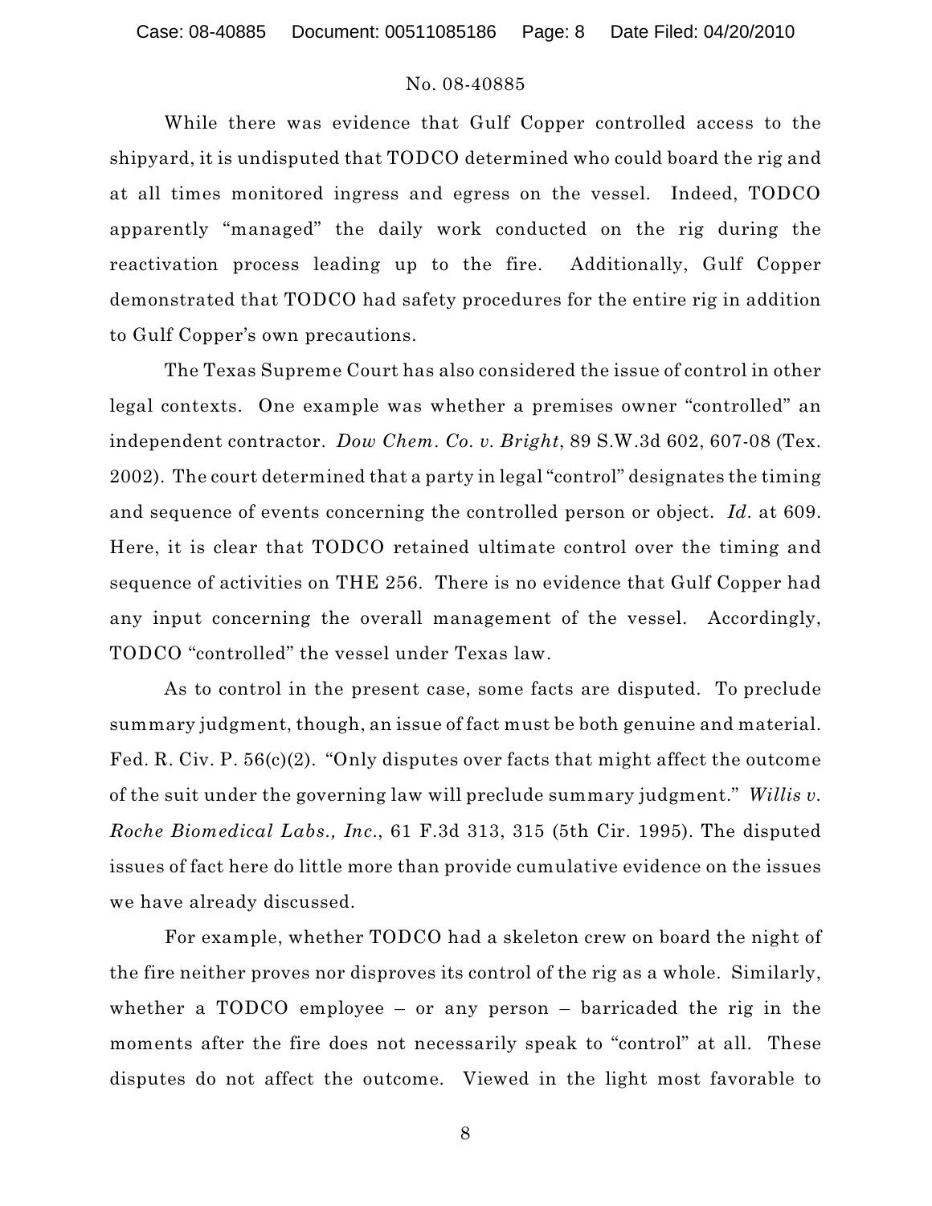While there was evidence that Gulf Copper controlled access to the shipyard, it is undisputed that TODCO determined who could board the rig and at all times monitored ingress and egress on the vessel. Indeed, TODCO apparently "managed" the daily work conducted on the rig during the reactivation process leading up to the fire. Additionally, Gulf Copper demonstrated that TODCO had safety procedures for the entire rig in addition to Gulf Copper's own precautions.

The Texas Supreme Court has also considered the issue of control in other legal contexts. One example was whether a premises owner "controlled" an independent contractor. *Dow Chem. Co. v. Bright*, 89 S.W.3d 602, 607-08 (Tex. 2002). The court determined that a party in legal "control" designates the timing and sequence of events concerning the controlled person or object. *Id.* at 609. Here, it is clear that TODCO retained ultimate control over the timing and sequence of activities on THE 256. There is no evidence that Gulf Copper had any input concerning the overall management of the vessel. Accordingly, TODCO "controlled" the vessel under Texas law.

As to control in the present case, some facts are disputed. To preclude summary judgment, though, an issue of fact must be both genuine and material. Fed. R. Civ. P. 56(c)(2). "Only disputes over facts that might affect the outcome of the suit under the governing law will preclude summary judgment." *Willis v. Roche Biomedical Labs., Inc.*, 61 F.3d 313, 315 (5th Cir. 1995). The disputed issues of fact here do little more than provide cumulative evidence on the issues we have already discussed.

For example, whether TODCO had a skeleton crew on board the night of the fire neither proves nor disproves its control of the rig as a whole. Similarly, whether a TODCO employee – or any person – barricaded the rig in the moments after the fire does not necessarily speak to "control" at all. These disputes do not affect the outcome. Viewed in the light most favorable to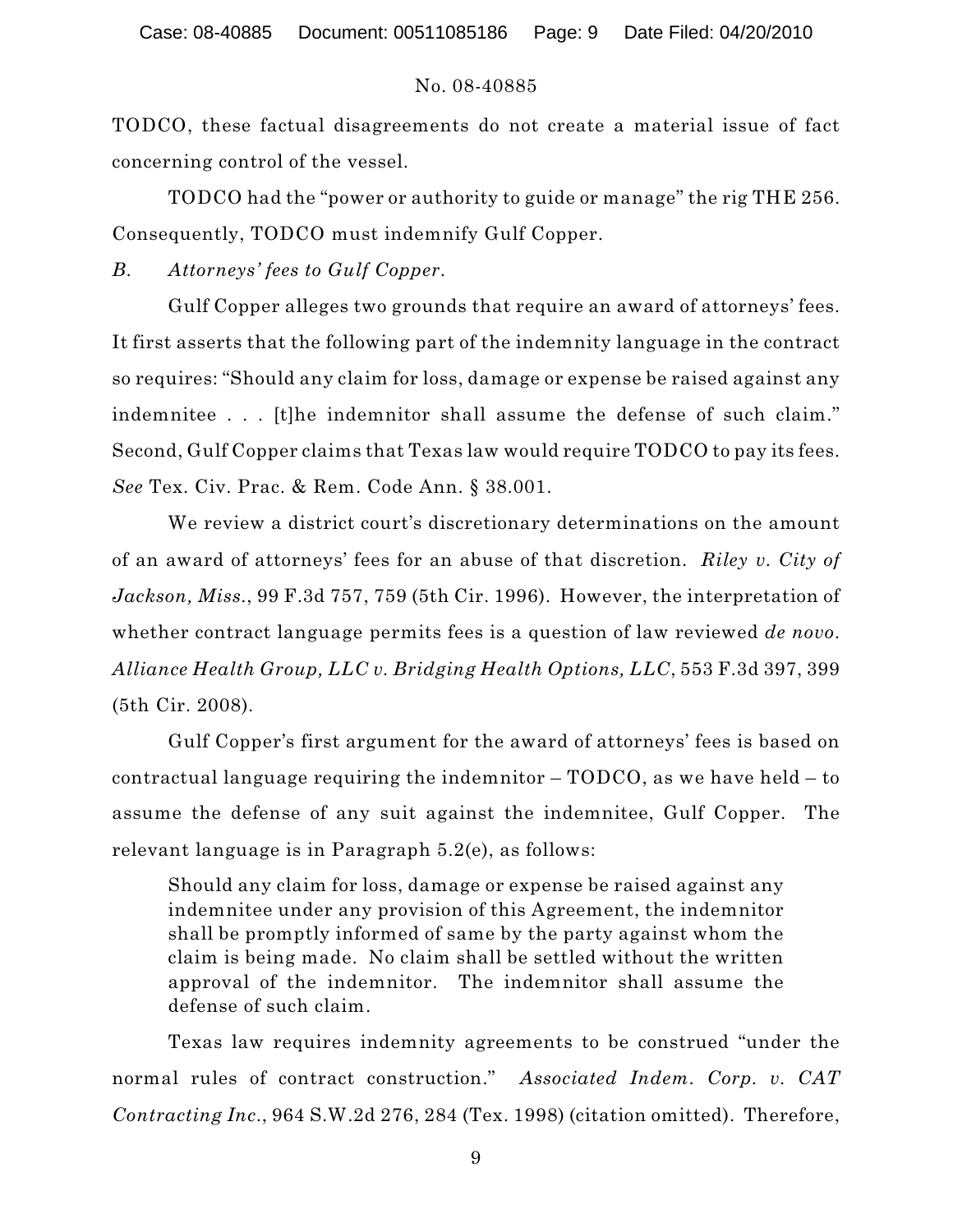TODCO, these factual disagreements do not create a material issue of fact concerning control of the vessel.

TODCO had the "power or authority to guide or manage" the rig THE 256. Consequently, TODCO must indemnify Gulf Copper.

*B. Attorneys' fees to Gulf Copper.*

Gulf Copper alleges two grounds that require an award of attorneys' fees. It first asserts that the following part of the indemnity language in the contract so requires: "Should any claim for loss, damage or expense be raised against any indemnitee . . . [t]he indemnitor shall assume the defense of such claim." Second, Gulf Copper claims that Texas law would require TODCO to pay its fees. *See* Tex. Civ. Prac. & Rem. Code Ann. § 38.001.

We review a district court's discretionary determinations on the amount of an award of attorneys' fees for an abuse of that discretion. *Riley v. City of Jackson, Miss.*, 99 F.3d 757, 759 (5th Cir. 1996). However, the interpretation of whether contract language permits fees is a question of law reviewed *de novo*. *Alliance Health Group, LLC v. Bridging Health Options, LLC*, 553 F.3d 397, 399 (5th Cir. 2008).

Gulf Copper's first argument for the award of attorneys' fees is based on contractual language requiring the indemnitor – TODCO, as we have held – to assume the defense of any suit against the indemnitee, Gulf Copper. The relevant language is in Paragraph 5.2(e), as follows:

> Should any claim for loss, damage or expense be raised against any indemnitee under any provision of this Agreement, the indemnitor shall be promptly informed of same by the party against whom the claim is being made. No claim shall be settled without the written approval of the indemnitor. The indemnitor shall assume the defense of such claim.

Texas law requires indemnity agreements to be construed "under the normal rules of contract construction." *Associated Indem. Corp. v. CAT Contracting Inc.*, 964 S.W.2d 276, 284 (Tex. 1998) (citation omitted). Therefore,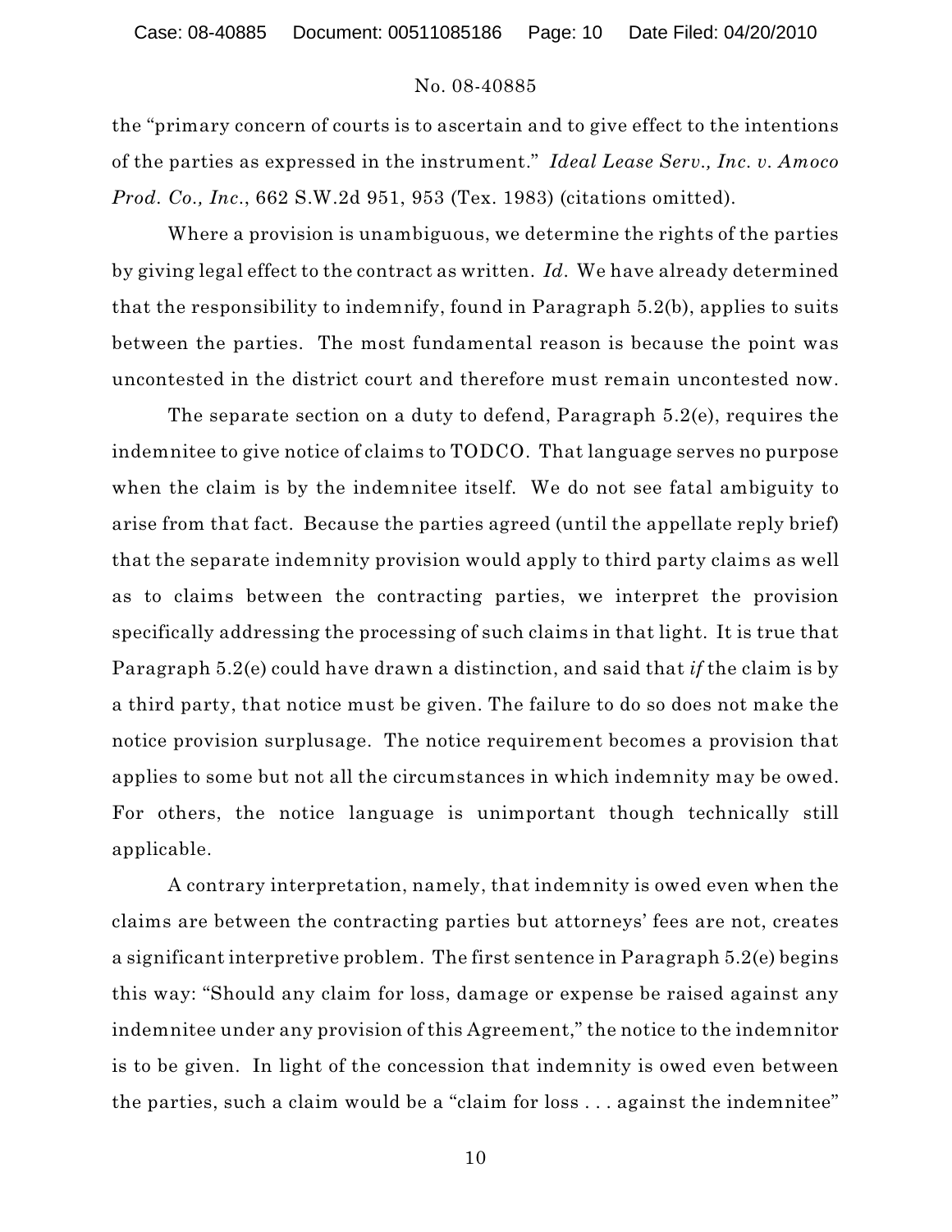the "primary concern of courts is to ascertain and to give effect to the intentions of the parties as expressed in the instrument." *Ideal Lease Serv., Inc. v. Amoco Prod. Co., Inc.*, 662 S.W.2d 951, 953 (Tex. 1983) (citations omitted).

Where a provision is unambiguous, we determine the rights of the parties by giving legal effect to the contract as written. *Id.* We have already determined that the responsibility to indemnify, found in Paragraph 5.2(b), applies to suits between the parties. The most fundamental reason is because the point was uncontested in the district court and therefore must remain uncontested now.

The separate section on a duty to defend, Paragraph 5.2(e), requires the indemnitee to give notice of claims to TODCO. That language serves no purpose when the claim is by the indemnitee itself. We do not see fatal ambiguity to arise from that fact. Because the parties agreed (until the appellate reply brief) that the separate indemnity provision would apply to third party claims as well as to claims between the contracting parties, we interpret the provision specifically addressing the processing of such claims in that light. It is true that Paragraph 5.2(e) could have drawn a distinction, and said that *if* the claim is by a third party, that notice must be given. The failure to do so does not make the notice provision surplusage. The notice requirement becomes a provision that applies to some but not all the circumstances in which indemnity may be owed. For others, the notice language is unimportant though technically still applicable.

A contrary interpretation, namely, that indemnity is owed even when the claims are between the contracting parties but attorneys' fees are not, creates a significant interpretive problem. The first sentence in Paragraph 5.2(e) begins this way: "Should any claim for loss, damage or expense be raised against any indemnitee under any provision of this Agreement," the notice to the indemnitor is to be given. In light of the concession that indemnity is owed even between the parties, such a claim would be a "claim for loss . . . against the indemnitee"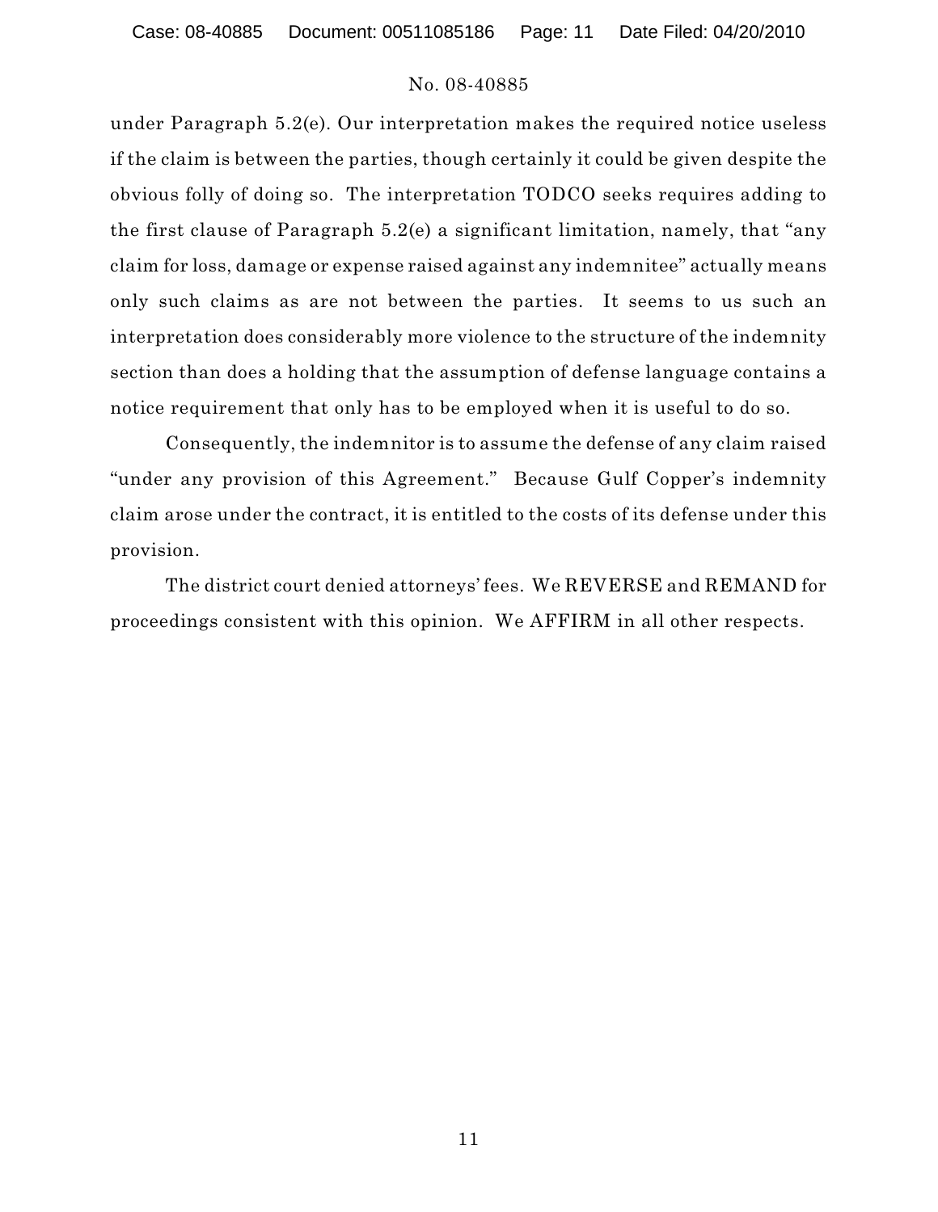under Paragraph 5.2(e). Our interpretation makes the required notice useless if the claim is between the parties, though certainly it could be given despite the obvious folly of doing so. The interpretation TODCO seeks requires adding to the first clause of Paragraph 5.2(e) a significant limitation, namely, that "any claim for loss, damage or expense raised against any indemnitee" actually means only such claims as are not between the parties. It seems to us such an interpretation does considerably more violence to the structure of the indemnity section than does a holding that the assumption of defense language contains a notice requirement that only has to be employed when it is useful to do so.

Consequently, the indemnitor is to assume the defense of any claim raised "under any provision of this Agreement." Because Gulf Copper's indemnity claim arose under the contract, it is entitled to the costs of its defense under this provision.

The district court denied attorneys' fees. We REVERSE and REMAND for proceedings consistent with this opinion. We AFFIRM in all other respects.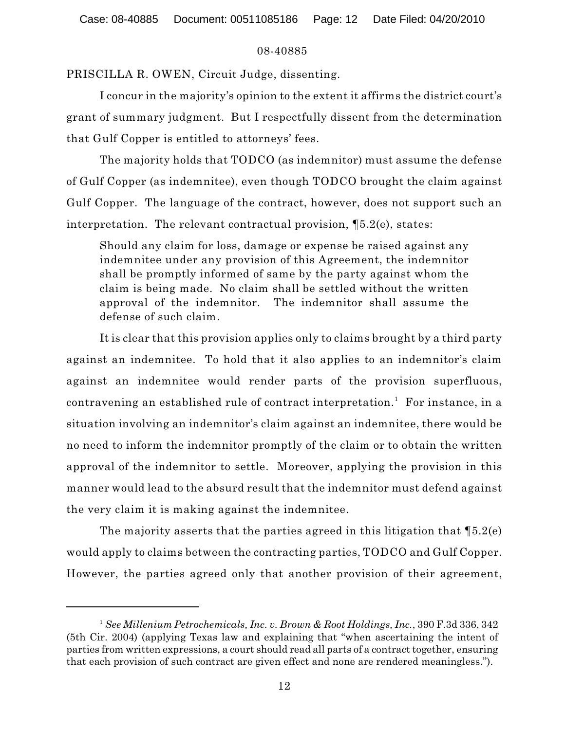PRISCILLA R. OWEN, Circuit Judge, dissenting.

I concur in the majority's opinion to the extent it affirms the district court's grant of summary judgment. But I respectfully dissent from the determination that Gulf Copper is entitled to attorneys' fees.

The majority holds that TODCO (as indemnitor) must assume the defense of Gulf Copper (as indemnitee), even though TODCO brought the claim against Gulf Copper. The language of the contract, however, does not support such an interpretation. The relevant contractual provision, ¶5.2(e), states:

> Should any claim for loss, damage or expense be raised against any indemnitee under any provision of this Agreement, the indemnitor shall be promptly informed of same by the party against whom the claim is being made. No claim shall be settled without the written approval of the indemnitor. The indemnitor shall assume the defense of such claim.

It is clear that this provision applies only to claims brought by a third party against an indemnitee. To hold that it also applies to an indemnitor's claim against an indemnitee would render parts of the provision superfluous, contravening an established rule of contract interpretation.[1] For instance, in a situation involving an indemnitor's claim against an indemnitee, there would be no need to inform the indemnitor promptly of the claim or to obtain the written approval of the indemnitor to settle. Moreover, applying the provision in this manner would lead to the absurd result that the indemnitor must defend against the very claim it is making against the indemnitee.

The majority asserts that the parties agreed in this litigation that ¶5.2(e) would apply to claims between the contracting parties, TODCO and Gulf Copper. However, the parties agreed only that another provision of their agreement,

---

[1] *See Millenium Petrochemicals, Inc. v. Brown & Root Holdings, Inc.*, 390 F.3d 336, 342 (5th Cir. 2004) (applying Texas law and explaining that "when ascertaining the intent of parties from written expressions, a court should read all parts of a contract together, ensuring that each provision of such contract are given effect and none are rendered meaningless.").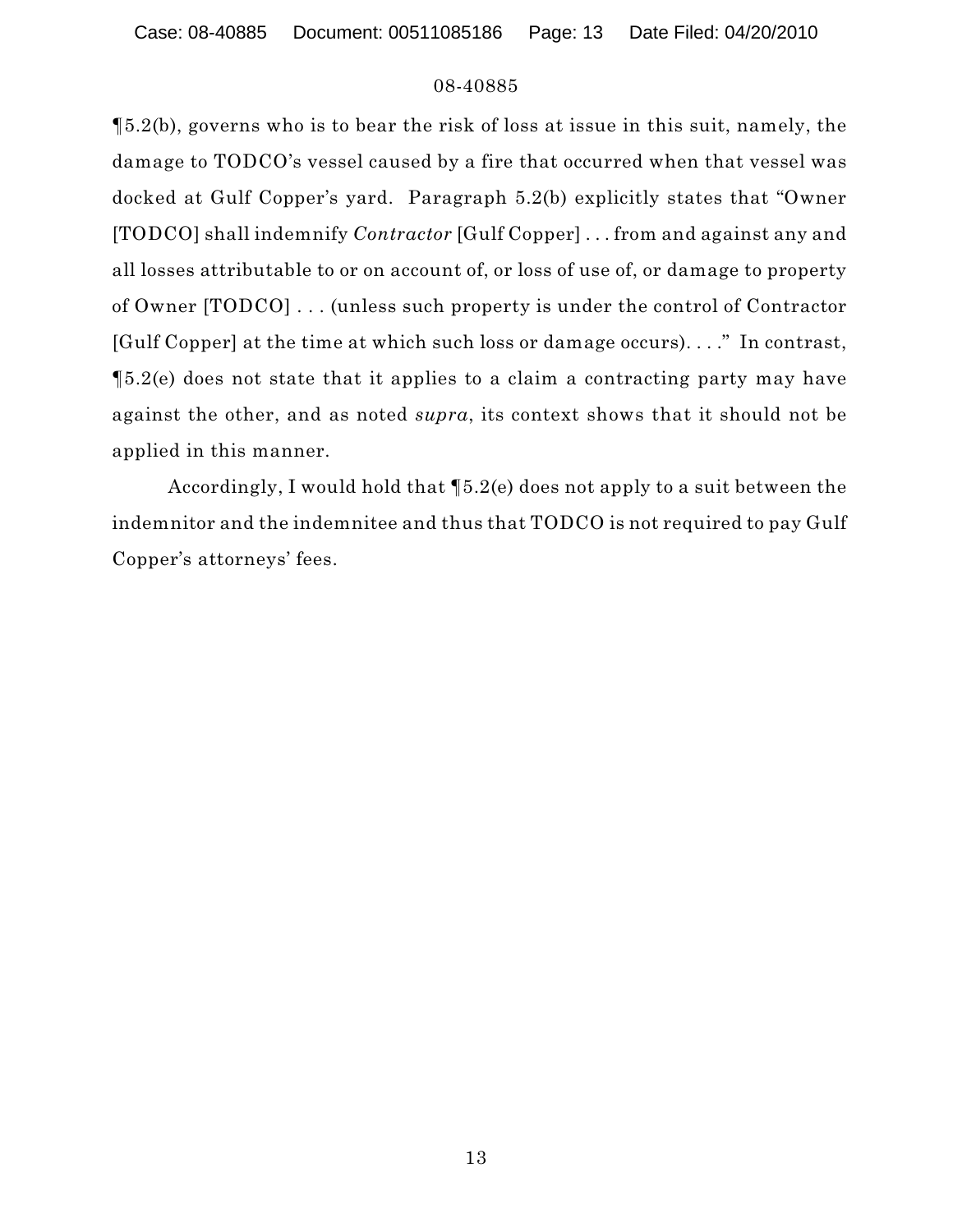¶5.2(b), governs who is to bear the risk of loss at issue in this suit, namely, the damage to TODCO's vessel caused by a fire that occurred when that vessel was docked at Gulf Copper's yard. Paragraph 5.2(b) explicitly states that "Owner [TODCO] shall indemnify *Contractor* [Gulf Copper] . . . from and against any and all losses attributable to or on account of, or loss of use of, or damage to property of Owner [TODCO] . . . (unless such property is under the control of Contractor [Gulf Copper] at the time at which such loss or damage occurs). . . ." In contrast, ¶5.2(e) does not state that it applies to a claim a contracting party may have against the other, and as noted *supra*, its context shows that it should not be applied in this manner.

Accordingly, I would hold that ¶5.2(e) does not apply to a suit between the indemnitor and the indemnitee and thus that TODCO is not required to pay Gulf Copper's attorneys' fees.